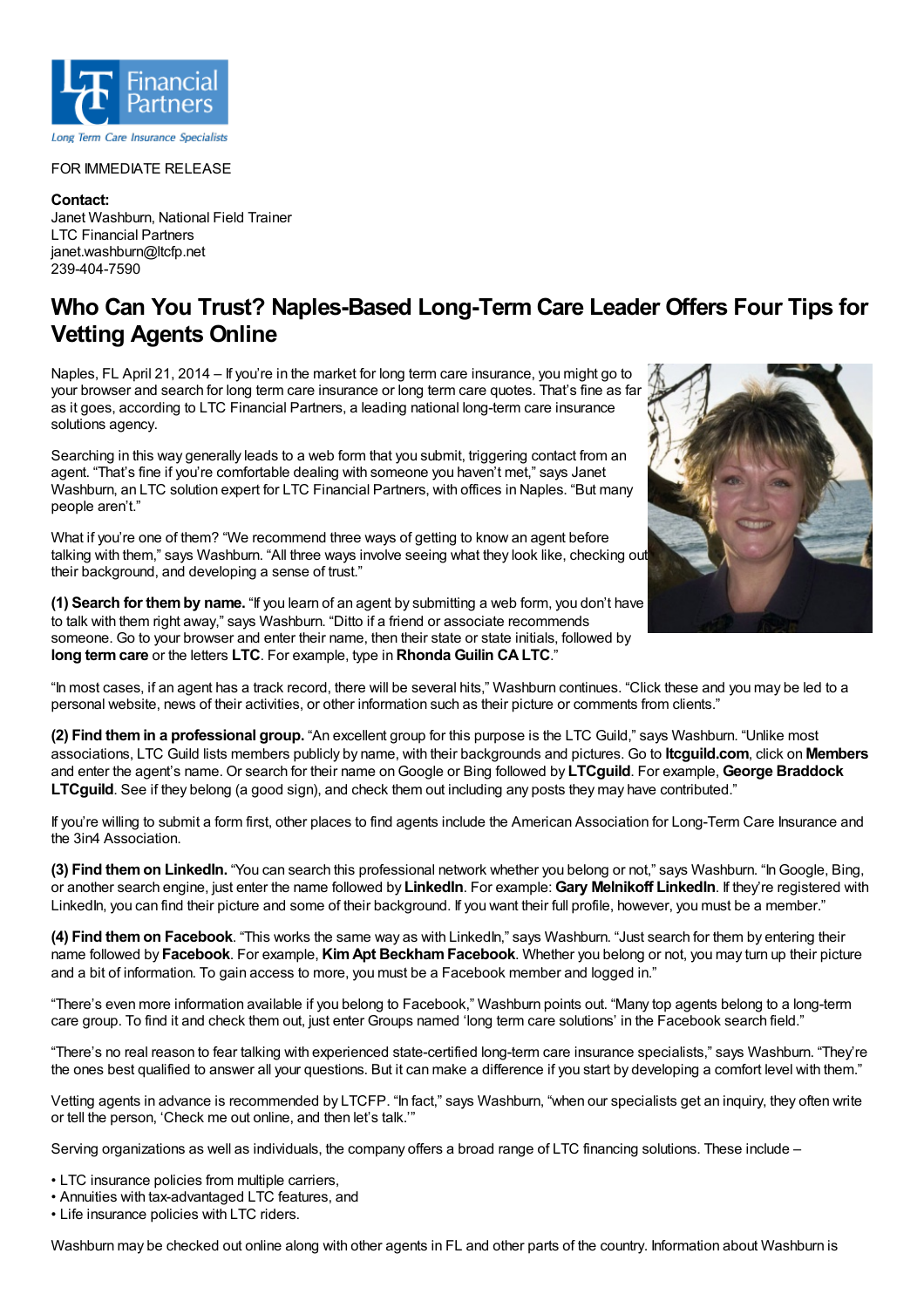FOR IMMEDIATE RELEASE

**Contact:**
Janet Washburn, National Field Trainer
LTC Financial Partners
janet.washburn@ltcfp.net
239-404-7590

# Who Can You Trust? Naples-Based Long-Term Care Leader Offers Four Tips for Vetting Agents Online

Naples, FL April 21, 2014 – If you're in the market for long term care insurance, you might go to your browser and search for long term care insurance or long term care quotes. That's fine as far as it goes, according to LTC Financial Partners, a leading national long-term care insurance solutions agency.

Searching in this way generally leads to a web form that you submit, triggering contact from an agent. "That's fine if you're comfortable dealing with someone you haven't met," says Janet Washburn, an LTC solution expert for LTC Financial Partners, with offices in Naples. "But many people aren't."

What if you're one of them? "We recommend three ways of getting to know an agent before talking with them," says Washburn. "All three ways involve seeing what they look like, checking out their background, and developing a sense of trust."

**(1) Search for them by name.** "If you learn of an agent by submitting a web form, you don't have to talk with them right away," says Washburn. "Ditto if a friend or associate recommends someone. Go to your browser and enter their name, then their state or state initials, followed by **long term care** or the letters **LTC**. For example, type in **Rhonda Guilin CA LTC**."

"In most cases, if an agent has a track record, there will be several hits," Washburn continues. "Click these and you may be led to a personal website, news of their activities, or other information such as their picture or comments from clients."

**(2) Find them in a professional group.** "An excellent group for this purpose is the LTC Guild," says Washburn. "Unlike most associations, LTC Guild lists members publicly by name, with their backgrounds and pictures. Go to **ltcguild.com**, click on **Members** and enter the agent's name. Or search for their name on Google or Bing followed by **LTCguild**. For example, **George Braddock LTCguild**. See if they belong (a good sign), and check them out including any posts they may have contributed."

If you're willing to submit a form first, other places to find agents include the American Association for Long-Term Care Insurance and the 3in4 Association.

**(3) Find them on LinkedIn.** "You can search this professional network whether you belong or not," says Washburn. "In Google, Bing, or another search engine, just enter the name followed by **LinkedIn**. For example: **Gary Melnikoff LinkedIn**. If they're registered with LinkedIn, you can find their picture and some of their background. If you want their full profile, however, you must be a member."

**(4) Find them on Facebook**. "This works the same way as with LinkedIn," says Washburn. "Just search for them by entering their name followed by **Facebook**. For example, **Kim Apt Beckham Facebook**. Whether you belong or not, you may turn up their picture and a bit of information. To gain access to more, you must be a Facebook member and logged in."

"There's even more information available if you belong to Facebook," Washburn points out. "Many top agents belong to a long-term care group. To find it and check them out, just enter Groups named 'long term care solutions' in the Facebook search field."

"There's no real reason to fear talking with experienced state-certified long-term care insurance specialists," says Washburn. "They're the ones best qualified to answer all your questions. But it can make a difference if you start by developing a comfort level with them."

Vetting agents in advance is recommended by LTCFP. "In fact," says Washburn, "when our specialists get an inquiry, they often write or tell the person, 'Check me out online, and then let's talk.'"

Serving organizations as well as individuals, the company offers a broad range of LTC financing solutions. These include –

- LTC insurance policies from multiple carriers,
- Annuities with tax-advantaged LTC features, and
- Life insurance policies with LTC riders.

Washburn may be checked out online along with other agents in FL and other parts of the country. Information about Washburn is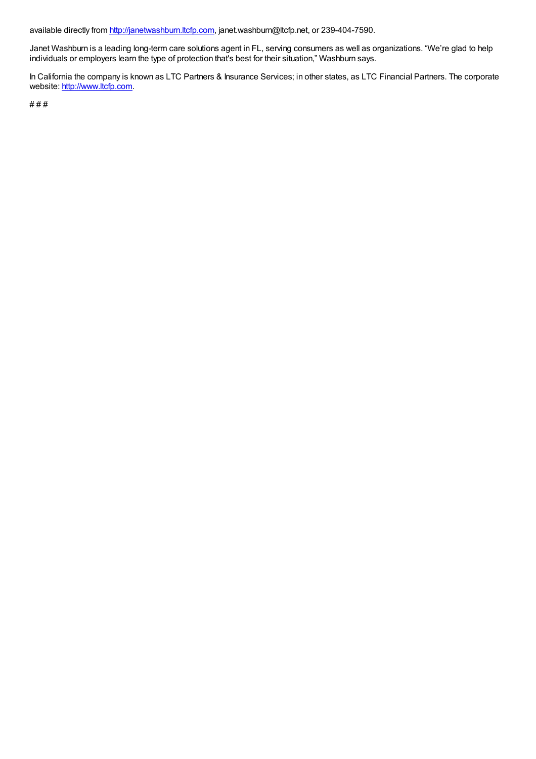available directly from http://janetwashburn.ltcfp.com, janet.washburn@ltcfp.net, or 239-404-7590.

Janet Washburn is a leading long-term care solutions agent in FL, serving consumers as well as organizations. “We’re glad to help individuals or employers learn the type of protection that's best for their situation,” Washburn says.

In California the company is known as LTC Partners & Insurance Services; in other states, as LTC Financial Partners. The corporate website: http://www.ltcfp.com.

# # #